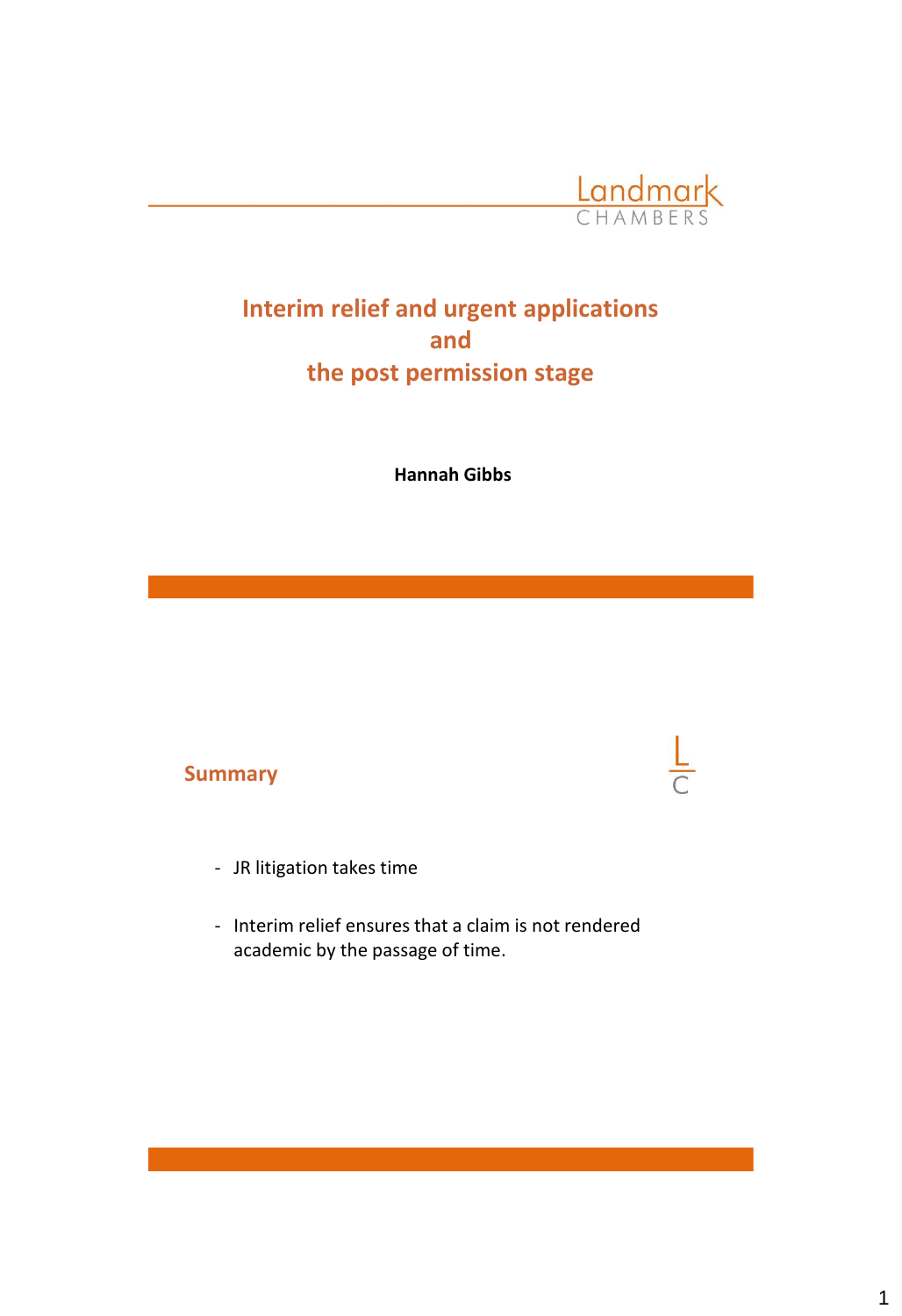Landmark
CHAMBERS

# Interim relief and urgent applications and the post permission stage

**Hannah Gibbs**

## Summary

- JR litigation takes time

- Interim relief ensures that a claim is not rendered academic by the passage of time.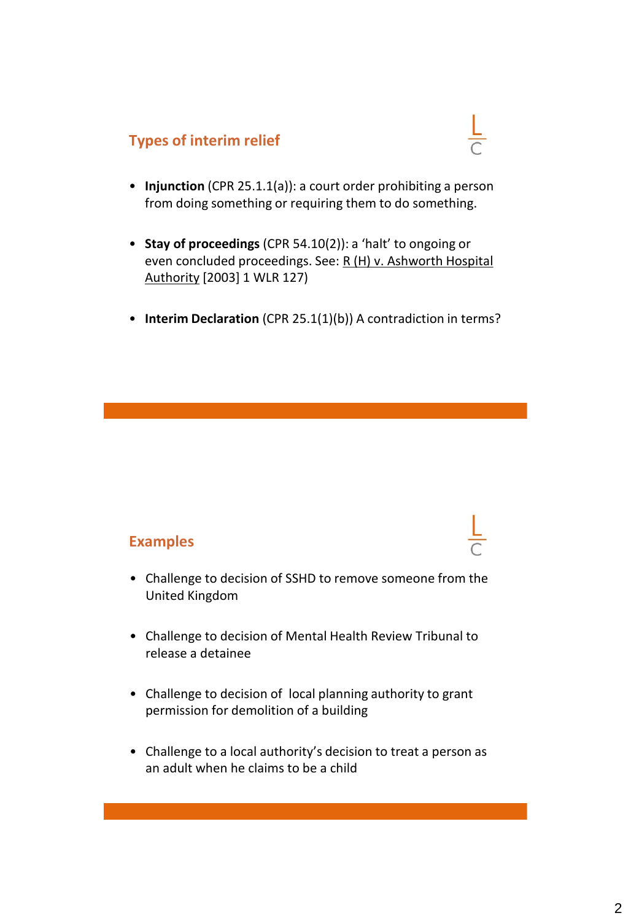## Types of interim relief

- **Injunction** (CPR 25.1.1(a)): a court order prohibiting a person from doing something or requiring them to do something.
- **Stay of proceedings** (CPR 54.10(2)): a 'halt' to ongoing or even concluded proceedings. See: R (H) v. Ashworth Hospital Authority [2003] 1 WLR 127)
- **Interim Declaration** (CPR 25.1(1)(b)) A contradiction in terms?

## Examples

- Challenge to decision of SSHD to remove someone from the United Kingdom
- Challenge to decision of Mental Health Review Tribunal to release a detainee
- Challenge to decision of local planning authority to grant permission for demolition of a building
- Challenge to a local authority's decision to treat a person as an adult when he claims to be a child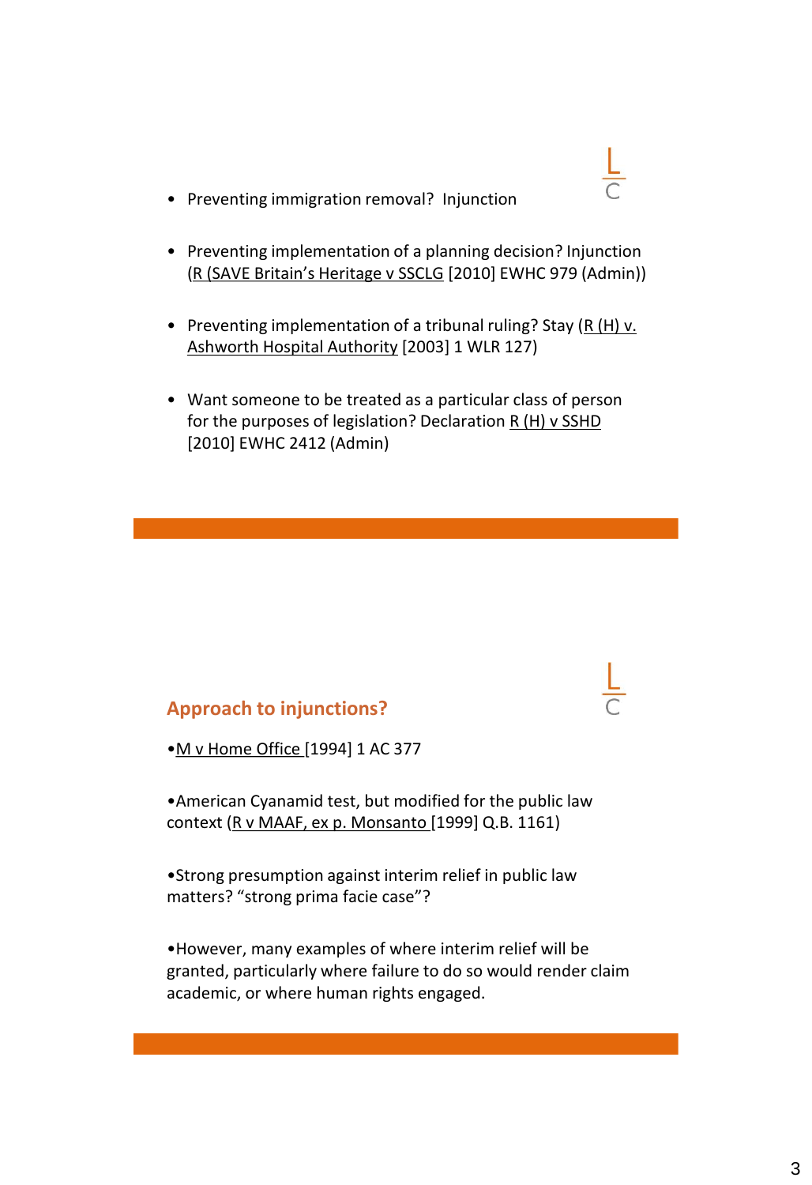- Preventing immigration removal? Injunction

- Preventing implementation of a planning decision? Injunction (R (SAVE Britain's Heritage v SSCLG [2010] EWHC 979 (Admin))

- Preventing implementation of a tribunal ruling? Stay (R (H) v. Ashworth Hospital Authority [2003] 1 WLR 127)

- Want someone to be treated as a particular class of person for the purposes of legislation? Declaration R (H) v SSHD [2010] EWHC 2412 (Admin)

## Approach to injunctions?

- M v Home Office [1994] 1 AC 377

- American Cyanamid test, but modified for the public law context (R v MAAF, ex p. Monsanto [1999] Q.B. 1161)

- Strong presumption against interim relief in public law matters? "strong prima facie case"?

- However, many examples of where interim relief will be granted, particularly where failure to do so would render claim academic, or where human rights engaged.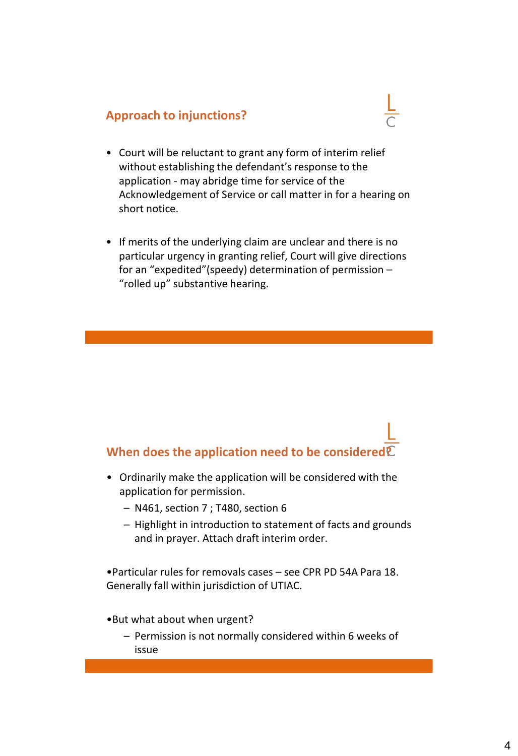## Approach to injunctions?

- Court will be reluctant to grant any form of interim relief without establishing the defendant's response to the application - may abridge time for service of the Acknowledgement of Service or call matter in for a hearing on short notice.

- If merits of the underlying claim are unclear and there is no particular urgency in granting relief, Court will give directions for an "expedited"(speedy) determination of permission – "rolled up" substantive hearing.

## When does the application need to be considered?

- Ordinarily make the application will be considered with the application for permission.
  - N461, section 7 ; T480, section 6
  - Highlight in introduction to statement of facts and grounds and in prayer. Attach draft interim order.

- Particular rules for removals cases – see CPR PD 54A Para 18. Generally fall within jurisdiction of UTIAC.

- But what about when urgent?
  - Permission is not normally considered within 6 weeks of issue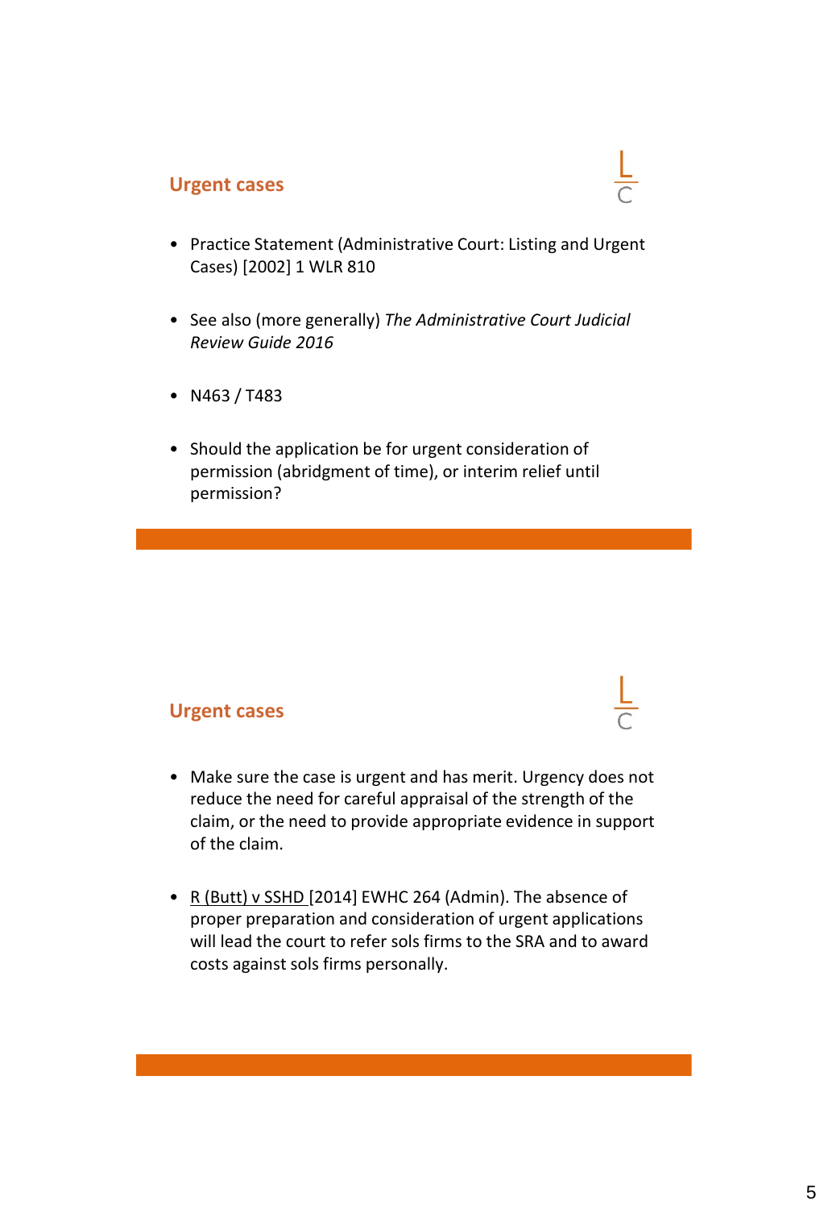## Urgent cases

- Practice Statement (Administrative Court: Listing and Urgent Cases) [2002] 1 WLR 810
- See also (more generally) *The Administrative Court Judicial Review Guide 2016*
- N463 / T483
- Should the application be for urgent consideration of permission (abridgment of time), or interim relief until permission?

## Urgent cases

- Make sure the case is urgent and has merit. Urgency does not reduce the need for careful appraisal of the strength of the claim, or the need to provide appropriate evidence in support of the claim.
- R (Butt) v SSHD [2014] EWHC 264 (Admin). The absence of proper preparation and consideration of urgent applications will lead the court to refer sols firms to the SRA and to award costs against sols firms personally.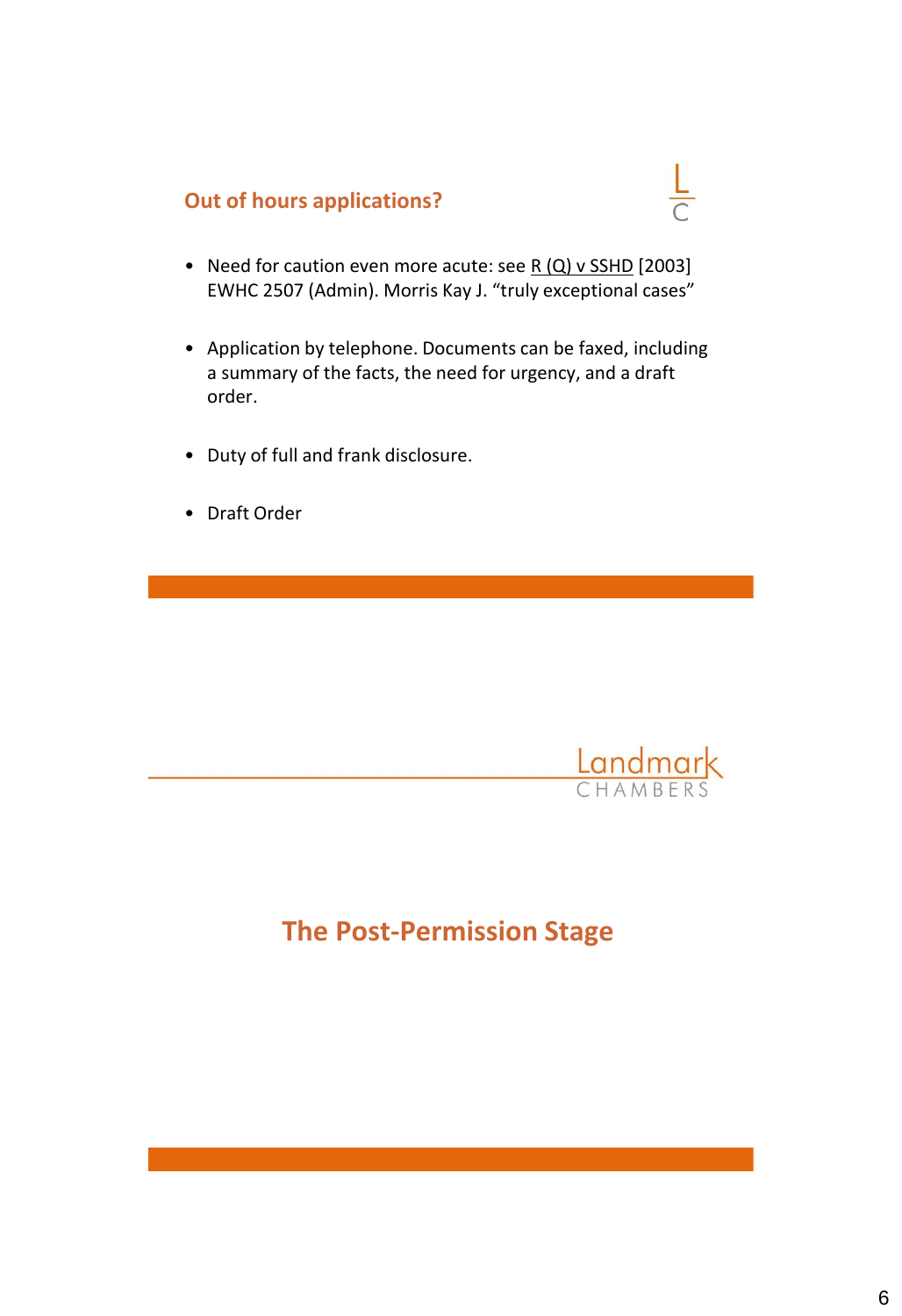## Out of hours applications?

- Need for caution even more acute: see R (Q) v SSHD [2003] EWHC 2507 (Admin). Morris Kay J. "truly exceptional cases"
- Application by telephone. Documents can be faxed, including a summary of the facts, the need for urgency, and a draft order.
- Duty of full and frank disclosure.
- Draft Order

## The Post-Permission Stage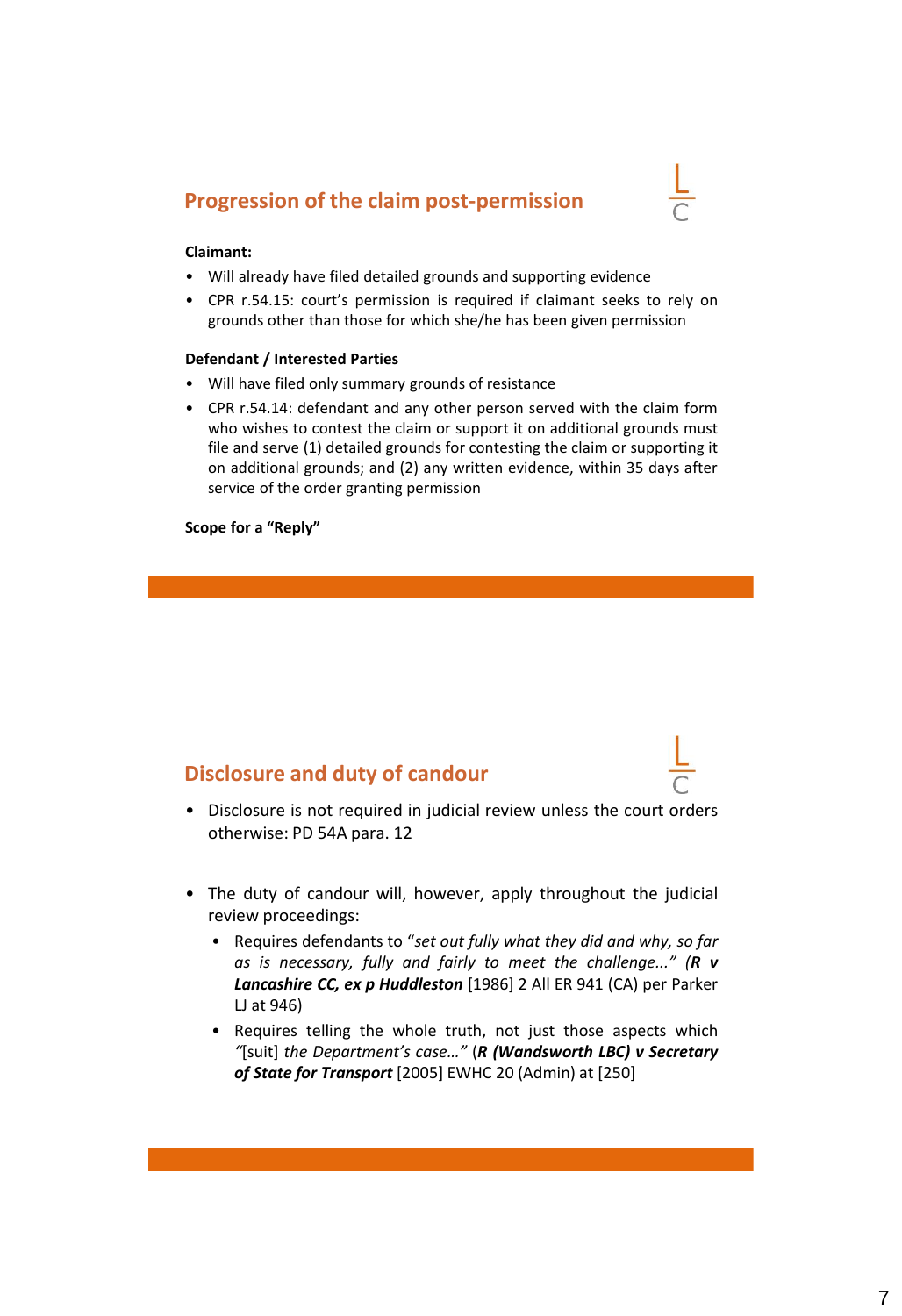## Progression of the claim post-permission

**Claimant:**

- Will already have filed detailed grounds and supporting evidence
- CPR r.54.15: court's permission is required if claimant seeks to rely on grounds other than those for which she/he has been given permission

**Defendant / Interested Parties**

- Will have filed only summary grounds of resistance
- CPR r.54.14: defendant and any other person served with the claim form who wishes to contest the claim or support it on additional grounds must file and serve (1) detailed grounds for contesting the claim or supporting it on additional grounds; and (2) any written evidence, within 35 days after service of the order granting permission

**Scope for a "Reply"**

## Disclosure and duty of candour

- Disclosure is not required in judicial review unless the court orders otherwise: PD 54A para. 12

- The duty of candour will, however, apply throughout the judicial review proceedings:
  - Requires defendants to "*set out fully what they did and why, so far as is necessary, fully and fairly to meet the challenge...*" (***R v Lancashire CC, ex p Huddleston*** [1986] 2 All ER 941 (CA) per Parker LJ at 946)
  - Requires telling the whole truth, not just those aspects which "[suit] *the Department's case…*" (***R (Wandsworth LBC) v Secretary of State for Transport*** [2005] EWHC 20 (Admin) at [250]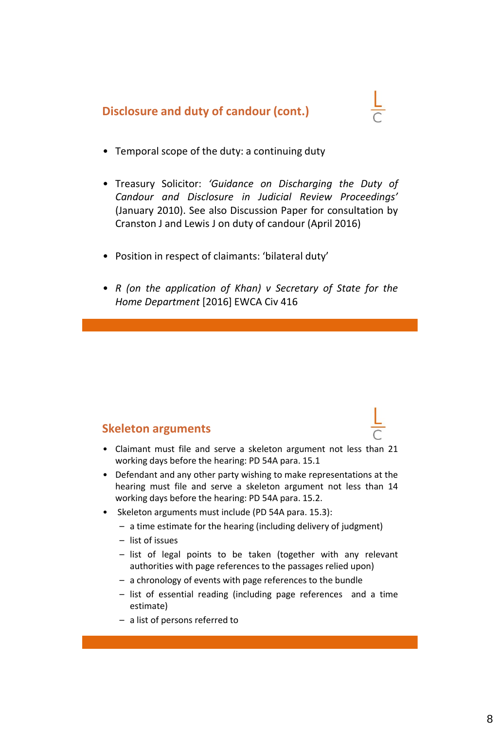## Disclosure and duty of candour (cont.)

- Temporal scope of the duty: a continuing duty
- Treasury Solicitor: *'Guidance on Discharging the Duty of Candour and Disclosure in Judicial Review Proceedings'* (January 2010). See also Discussion Paper for consultation by Cranston J and Lewis J on duty of candour (April 2016)
- Position in respect of claimants: 'bilateral duty'
- *R (on the application of Khan) v Secretary of State for the Home Department* [2016] EWCA Civ 416

## Skeleton arguments

- Claimant must file and serve a skeleton argument not less than 21 working days before the hearing: PD 54A para. 15.1
- Defendant and any other party wishing to make representations at the hearing must file and serve a skeleton argument not less than 14 working days before the hearing: PD 54A para. 15.2.
- Skeleton arguments must include (PD 54A para. 15.3):
  - a time estimate for the hearing (including delivery of judgment)
  - list of issues
  - list of legal points to be taken (together with any relevant authorities with page references to the passages relied upon)
  - a chronology of events with page references to the bundle
  - list of essential reading (including page references and a time estimate)
  - a list of persons referred to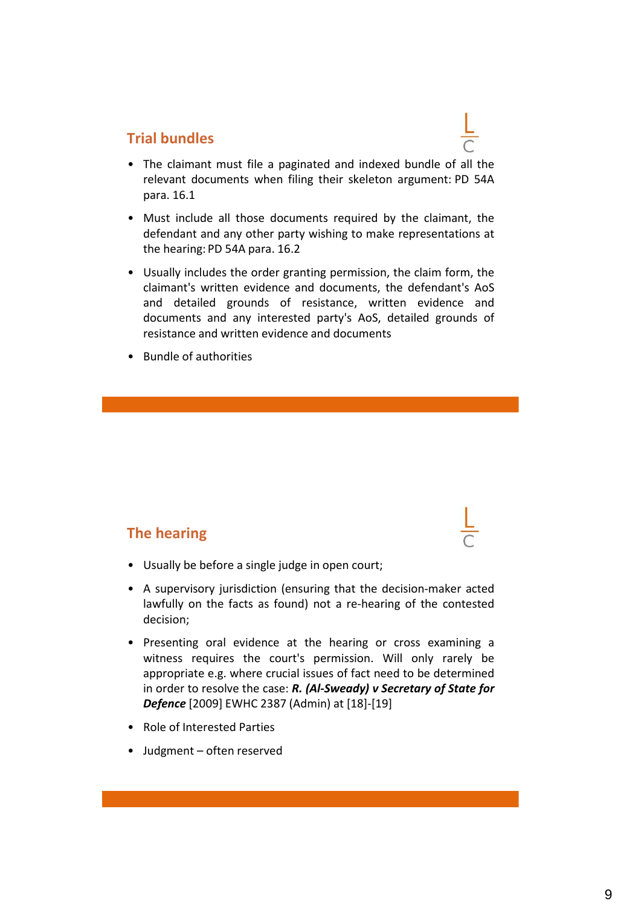## Trial bundles

- The claimant must file a paginated and indexed bundle of all the relevant documents when filing their skeleton argument: PD 54A para. 16.1
- Must include all those documents required by the claimant, the defendant and any other party wishing to make representations at the hearing: PD 54A para. 16.2
- Usually includes the order granting permission, the claim form, the claimant's written evidence and documents, the defendant's AoS and detailed grounds of resistance, written evidence and documents and any interested party's AoS, detailed grounds of resistance and written evidence and documents
- Bundle of authorities

## The hearing

- Usually be before a single judge in open court;
- A supervisory jurisdiction (ensuring that the decision-maker acted lawfully on the facts as found) not a re-hearing of the contested decision;
- Presenting oral evidence at the hearing or cross examining a witness requires the court's permission. Will only rarely be appropriate e.g. where crucial issues of fact need to be determined in order to resolve the case: ***R. (Al-Sweady) v Secretary of State for Defence*** [2009] EWHC 2387 (Admin) at [18]-[19]
- Role of Interested Parties
- Judgment – often reserved